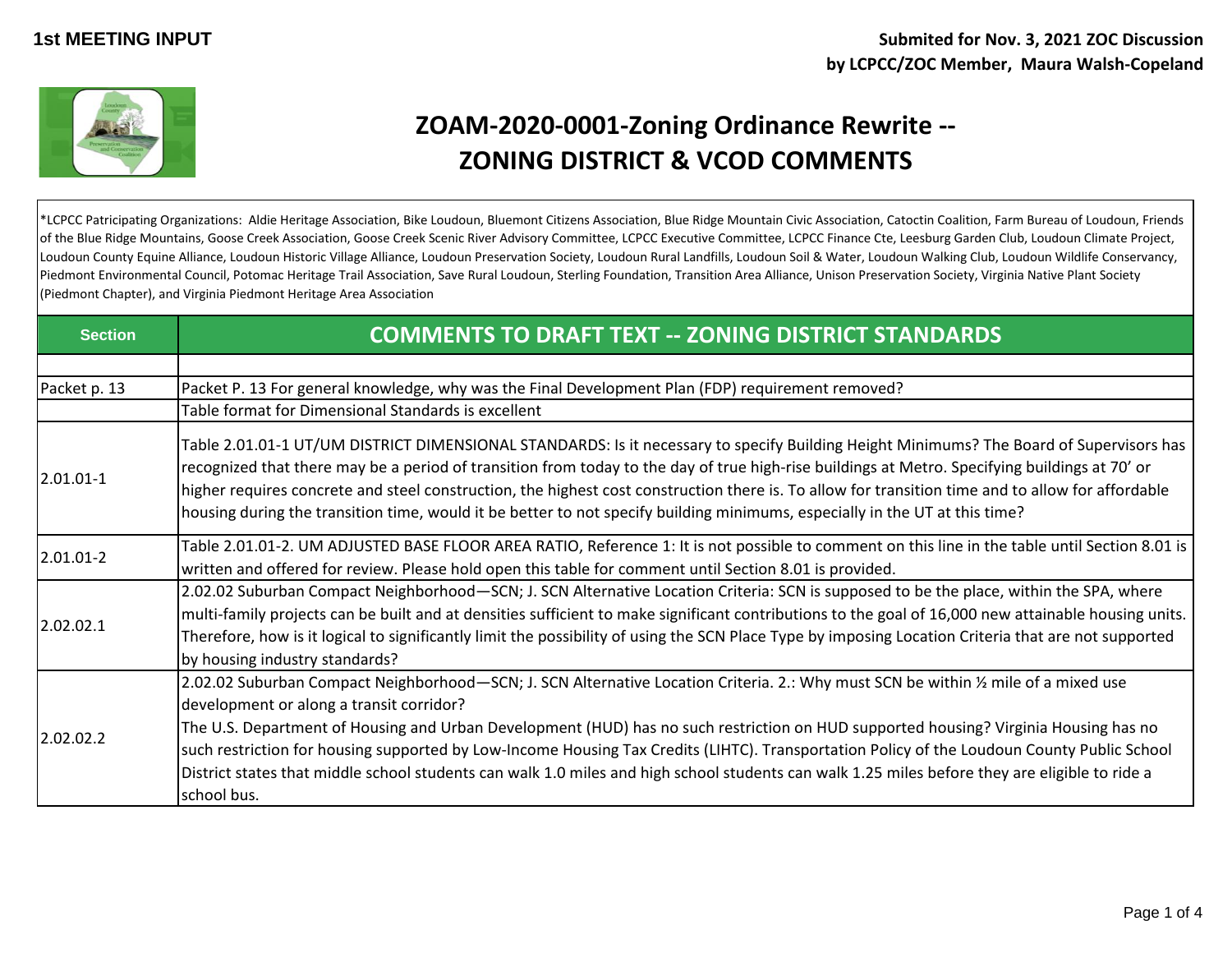**1st MEETING INPUT**

**Submited for Nov. 3, 2021 ZOC Discussion**
**by LCPCC/ZOC Member, Maura Walsh-Copeland**

# ZOAM-2020-0001-Zoning Ordinance Rewrite --
# ZONING DISTRICT & VCOD COMMENTS

*LCPCC Patricipating Organizations: Aldie Heritage Association, Bike Loudoun, Bluemont Citizens Association, Blue Ridge Mountain Civic Association, Catoctin Coalition, Farm Bureau of Loudoun, Friends of the Blue Ridge Mountains, Goose Creek Association, Goose Creek Scenic River Advisory Committee, LCPCC Executive Committee, LCPCC Finance Cte, Leesburg Garden Club, Loudoun Climate Project, Loudoun County Equine Alliance, Loudoun Historic Village Alliance, Loudoun Preservation Society, Loudoun Rural Landfills, Loudoun Soil & Water, Loudoun Walking Club, Loudoun Wildlife Conservancy, Piedmont Environmental Council, Potomac Heritage Trail Association, Save Rural Loudoun, Sterling Foundation, Transition Area Alliance, Unison Preservation Society, Virginia Native Plant Society (Piedmont Chapter), and Virginia Piedmont Heritage Area Association

| Section | COMMENTS TO DRAFT TEXT -- ZONING DISTRICT STANDARDS |
|---|---|
| | |
| Packet p. 13 | Packet P. 13 For general knowledge, why was the Final Development Plan (FDP) requirement removed? |
| | Table format for Dimensional Standards is excellent |
| 2.01.01-1 | Table 2.01.01-1 UT/UM DISTRICT DIMENSIONAL STANDARDS: Is it necessary to specify Building Height Minimums? The Board of Supervisors has recognized that there may be a period of transition from today to the day of true high-rise buildings at Metro. Specifying buildings at 70' or higher requires concrete and steel construction, the highest cost construction there is. To allow for transition time and to allow for affordable housing during the transition time, would it be better to not specify building minimums, especially in the UT at this time? |
| 2.01.01-2 | Table 2.01.01-2. UM ADJUSTED BASE FLOOR AREA RATIO, Reference 1: It is not possible to comment on this line in the table until Section 8.01 is written and offered for review. Please hold open this table for comment until Section 8.01 is provided. |
| 2.02.02.1 | 2.02.02 Suburban Compact Neighborhood—SCN; J. SCN Alternative Location Criteria: SCN is supposed to be the place, within the SPA, where multi-family projects can be built and at densities sufficient to make significant contributions to the goal of 16,000 new attainable housing units. Therefore, how is it logical to significantly limit the possibility of using the SCN Place Type by imposing Location Criteria that are not supported by housing industry standards? |
| 2.02.02.2 | 2.02.02 Suburban Compact Neighborhood—SCN; J. SCN Alternative Location Criteria. 2.: Why must SCN be within ½ mile of a mixed use development or along a transit corridor?<br>The U.S. Department of Housing and Urban Development (HUD) has no such restriction on HUD supported housing? Virginia Housing has no such restriction for housing supported by Low-Income Housing Tax Credits (LIHTC). Transportation Policy of the Loudoun County Public School District states that middle school students can walk 1.0 miles and high school students can walk 1.25 miles before they are eligible to ride a school bus. |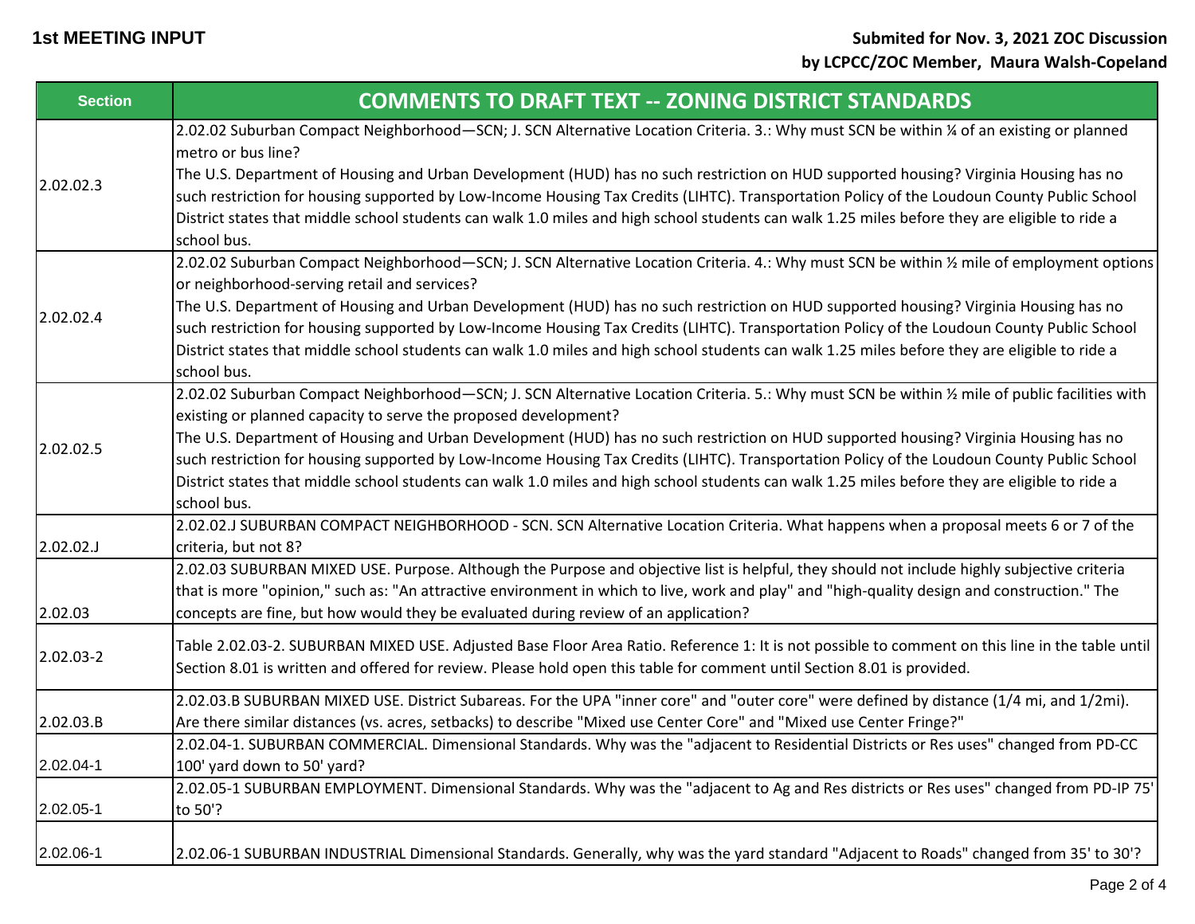**1st MEETING INPUT**

**Submited for Nov. 3, 2021 ZOC Discussion**
**by LCPCC/ZOC Member, Maura Walsh-Copeland**

| Section | COMMENTS TO DRAFT TEXT -- ZONING DISTRICT STANDARDS |
|---|---|
| 2.02.02.3 | 2.02.02 Suburban Compact Neighborhood—SCN; J. SCN Alternative Location Criteria. 3.: Why must SCN be within ¼ of an existing or planned metro or bus line?<br>The U.S. Department of Housing and Urban Development (HUD) has no such restriction on HUD supported housing? Virginia Housing has no such restriction for housing supported by Low-Income Housing Tax Credits (LIHTC). Transportation Policy of the Loudoun County Public School District states that middle school students can walk 1.0 miles and high school students can walk 1.25 miles before they are eligible to ride a school bus. |
| 2.02.02.4 | 2.02.02 Suburban Compact Neighborhood—SCN; J. SCN Alternative Location Criteria. 4.: Why must SCN be within ½ mile of employment options or neighborhood-serving retail and services?<br>The U.S. Department of Housing and Urban Development (HUD) has no such restriction on HUD supported housing? Virginia Housing has no such restriction for housing supported by Low-Income Housing Tax Credits (LIHTC). Transportation Policy of the Loudoun County Public School District states that middle school students can walk 1.0 miles and high school students can walk 1.25 miles before they are eligible to ride a school bus. |
| 2.02.02.5 | 2.02.02 Suburban Compact Neighborhood—SCN; J. SCN Alternative Location Criteria. 5.: Why must SCN be within ½ mile of public facilities with existing or planned capacity to serve the proposed development?<br>The U.S. Department of Housing and Urban Development (HUD) has no such restriction on HUD supported housing? Virginia Housing has no such restriction for housing supported by Low-Income Housing Tax Credits (LIHTC). Transportation Policy of the Loudoun County Public School District states that middle school students can walk 1.0 miles and high school students can walk 1.25 miles before they are eligible to ride a school bus. |
| 2.02.02.J | 2.02.02.J SUBURBAN COMPACT NEIGHBORHOOD - SCN. SCN Alternative Location Criteria. What happens when a proposal meets 6 or 7 of the criteria, but not 8? |
| 2.02.03 | 2.02.03 SUBURBAN MIXED USE. Purpose. Although the Purpose and objective list is helpful, they should not include highly subjective criteria that is more "opinion," such as: "An attractive environment in which to live, work and play" and "high-quality design and construction." The concepts are fine, but how would they be evaluated during review of an application? |
| 2.02.03-2 | Table 2.02.03-2. SUBURBAN MIXED USE. Adjusted Base Floor Area Ratio. Reference 1: It is not possible to comment on this line in the table until Section 8.01 is written and offered for review. Please hold open this table for comment until Section 8.01 is provided. |
| 2.02.03.B | 2.02.03.B SUBURBAN MIXED USE. District Subareas. For the UPA "inner core" and "outer core" were defined by distance (1/4 mi, and 1/2mi). Are there similar distances (vs. acres, setbacks) to describe "Mixed use Center Core" and "Mixed use Center Fringe?" |
| 2.02.04-1 | 2.02.04-1. SUBURBAN COMMERCIAL. Dimensional Standards. Why was the "adjacent to Residential Districts or Res uses" changed from PD-CC 100' yard down to 50' yard? |
| 2.02.05-1 | 2.02.05-1 SUBURBAN EMPLOYMENT. Dimensional Standards. Why was the "adjacent to Ag and Res districts or Res uses" changed from PD-IP 75' to 50'? |
| 2.02.06-1 | 2.02.06-1 SUBURBAN INDUSTRIAL Dimensional Standards. Generally, why was the yard standard "Adjacent to Roads" changed from 35' to 30'? |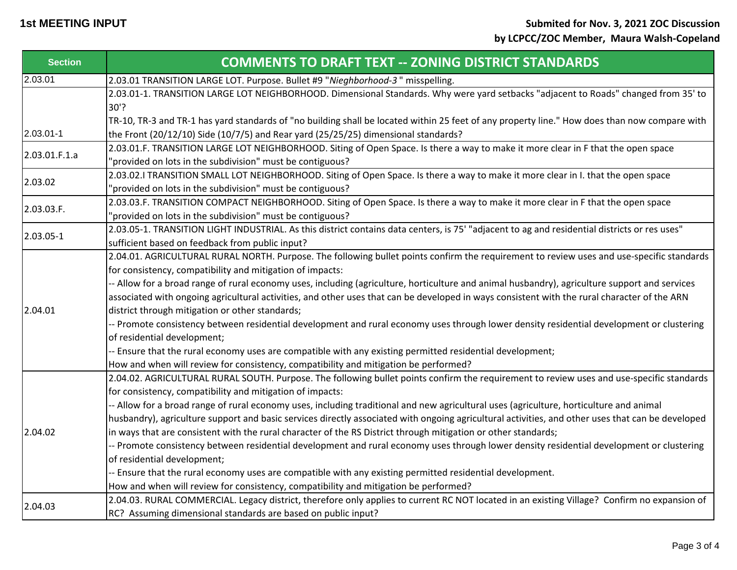**1st MEETING INPUT**

**Submited for Nov. 3, 2021 ZOC Discussion**
**by LCPCC/ZOC Member, Maura Walsh-Copeland**

| Section | COMMENTS TO DRAFT TEXT -- ZONING DISTRICT STANDARDS |
|---|---|
| 2.03.01 | 2.03.01 TRANSITION LARGE LOT. Purpose. Bullet #9 "*Nieghborhood-3* " misspelling. |
| 2.03.01-1 | 2.03.01-1. TRANSITION LARGE LOT NEIGHBORHOOD. Dimensional Standards. Why were yard setbacks "adjacent to Roads" changed from 35' to 30'?<br>TR-10, TR-3 and TR-1 has yard standards of "no building shall be located within 25 feet of any property line." How does than now compare with the Front (20/12/10) Side (10/7/5) and Rear yard (25/25/25) dimensional standards? |
| 2.03.01.F.1.a | 2.03.01.F. TRANSITION LARGE LOT NEIGHBORHOOD. Siting of Open Space. Is there a way to make it more clear in F that the open space "provided on lots in the subdivision" must be contiguous? |
| 2.03.02 | 2.03.02.I TRANSITION SMALL LOT NEIGHBORHOOD. Siting of Open Space. Is there a way to make it more clear in I. that the open space "provided on lots in the subdivision" must be contiguous? |
| 2.03.03.F. | 2.03.03.F. TRANSITION COMPACT NEIGHBORHOOD. Siting of Open Space. Is there a way to make it more clear in F that the open space "provided on lots in the subdivision" must be contiguous? |
| 2.03.05-1 | 2.03.05-1. TRANSITION LIGHT INDUSTRIAL. As this district contains data centers, is 75' "adjacent to ag and residential districts or res uses" sufficient based on feedback from public input? |
| 2.04.01 | 2.04.01. AGRICULTURAL RURAL NORTH. Purpose. The following bullet points confirm the requirement to review uses and use-specific standards for consistency, compatibility and mitigation of impacts:<br>-- Allow for a broad range of rural economy uses, including (agriculture, horticulture and animal husbandry), agriculture support and services associated with ongoing agricultural activities, and other uses that can be developed in ways consistent with the rural character of the ARN district through mitigation or other standards;<br>-- Promote consistency between residential development and rural economy uses through lower density residential development or clustering of residential development;<br>-- Ensure that the rural economy uses are compatible with any existing permitted residential development;<br>How and when will review for consistency, compatibility and mitigation be performed? |
| 2.04.02 | 2.04.02. AGRICULTURAL RURAL SOUTH. Purpose. The following bullet points confirm the requirement to review uses and use-specific standards for consistency, compatibility and mitigation of impacts:<br>-- Allow for a broad range of rural economy uses, including traditional and new agricultural uses (agriculture, horticulture and animal husbandry), agriculture support and basic services directly associated with ongoing agricultural activities, and other uses that can be developed in ways that are consistent with the rural character of the RS District through mitigation or other standards;<br>-- Promote consistency between residential development and rural economy uses through lower density residential development or clustering of residential development;<br>-- Ensure that the rural economy uses are compatible with any existing permitted residential development.<br>How and when will review for consistency, compatibility and mitigation be performed? |
| 2.04.03 | 2.04.03. RURAL COMMERCIAL. Legacy district, therefore only applies to current RC NOT located in an existing Village? Confirm no expansion of RC? Assuming dimensional standards are based on public input? |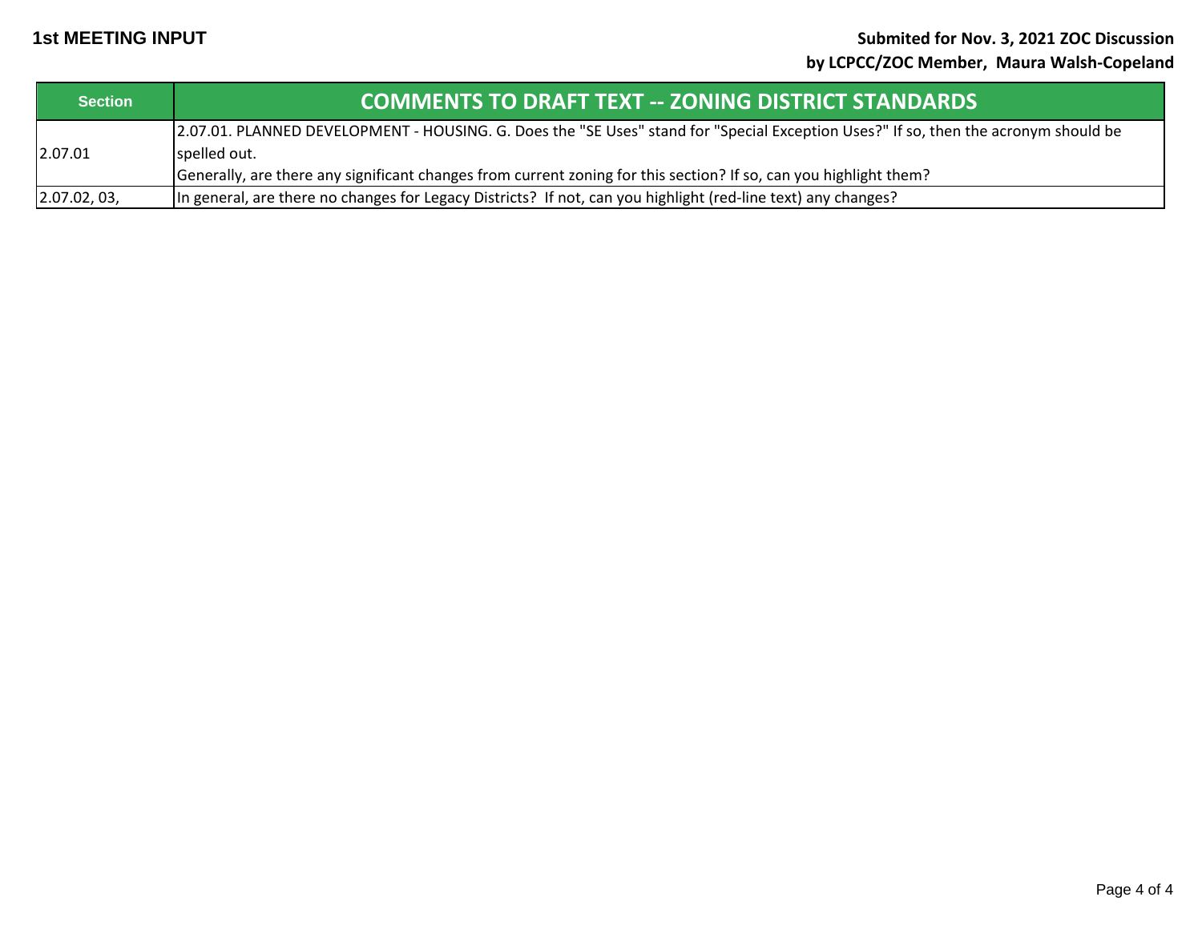**1st MEETING INPUT**

**Submited for Nov. 3, 2021 ZOC Discussion**
**by LCPCC/ZOC Member, Maura Walsh-Copeland**

| Section | COMMENTS TO DRAFT TEXT -- ZONING DISTRICT STANDARDS |
|---|---|
| 2.07.01 | 2.07.01. PLANNED DEVELOPMENT - HOUSING. G. Does the "SE Uses" stand for "Special Exception Uses?" If so, then the acronym should be spelled out.<br>Generally, are there any significant changes from current zoning for this section? If so, can you highlight them? |
| 2.07.02, 03, | In general, are there no changes for Legacy Districts? If not, can you highlight (red-line text) any changes? |